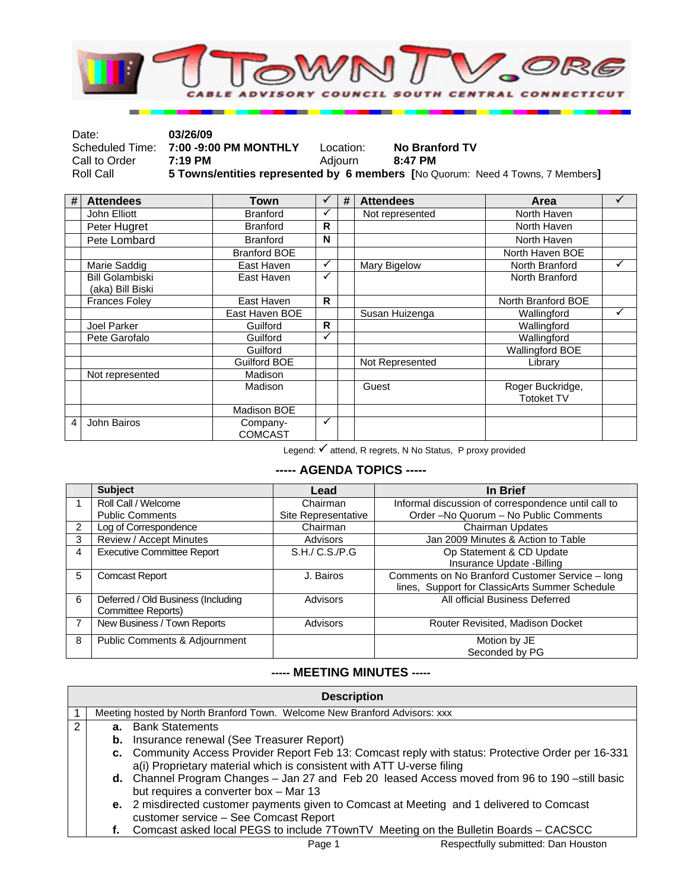# 7TOWNTV.ORG

CABLE ADVISORY COUNCIL SOUTH CENTRAL CONNECTICUT

| | | | |
|---|---|---|---|
| Date: | **03/26/09** | | |
| Scheduled Time: | **7:00 -9:00 PM MONTHLY** | Location: | **No Branford TV** |
| Call to Order | **7:19 PM** | Adjourn | **8:47 PM** |
| Roll Call | **5 Towns/entities represented by 6 members [**No Quorum: Need 4 Towns, 7 Members**]** | | |

| # | Attendees | Town | ✓ | # | Attendees | Area | ✓ |
|---|---|---|---|---|---|---|---|
| | John Elliott | Branford | ✓ | | Not represented | North Haven | |
| | Peter Hugret | Branford | R | | | North Haven | |
| | Pete Lombard | Branford | N | | | North Haven | |
| | | Branford BOE | | | | North Haven BOE | |
| | Marie Saddig | East Haven | ✓ | | Mary Bigelow | North Branford | ✓ |
| | Bill Golambiski (aka) Bill Biski | East Haven | ✓ | | | North Branford | |
| | Frances Foley | East Haven | R | | | North Branford BOE | |
| | | East Haven BOE | | | Susan Huizenga | Wallingford | ✓ |
| | Joel Parker | Guilford | R | | | Wallingford | |
| | Pete Garofalo | Guilford | ✓ | | | Wallingford | |
| | | Guilford | | | | Wallingford BOE | |
| | | Guilford BOE | | | Not Represented | Library | |
| | Not represented | Madison | | | | | |
| | | Madison | | | Guest | Roger Buckridge, Totoket TV | |
| | | Madison BOE | | | | | |
| 4 | John Bairos | Company-COMCAST | ✓ | | | | |

Legend: ✓ attend, R regrets, N No Status, P proxy provided

## ----- AGENDA TOPICS -----

| | Subject | Lead | In Brief |
|---|---|---|---|
| 1 | Roll Call / Welcome<br>Public Comments | Chairman<br>Site Representative | Informal discussion of correspondence until call to Order –No Quorum – No Public Comments |
| 2 | Log of Correspondence | Chairman | Chairman Updates |
| 3 | Review / Accept Minutes | Advisors | Jan 2009 Minutes & Action to Table |
| 4 | Executive Committee Report | S.H./ C.S./P.G | Op Statement & CD Update<br>Insurance Update -Billing |
| 5 | Comcast Report | J. Bairos | Comments on No Branford Customer Service – long lines, Support for ClassicArts Summer Schedule |
| 6 | Deferred / Old Business (Including Committee Reports) | Advisors | All official Business Deferred |
| 7 | New Business / Town Reports | Advisors | Router Revisited, Madison Docket |
| 8 | Public Comments & Adjournment | | Motion by JE<br>Seconded by PG |

## ----- MEETING MINUTES -----

| | Description |
|---|---|
| 1 | Meeting hosted by North Branford Town. Welcome New Branford Advisors: xxx |
| 2 | **a.** Bank Statements<br>**b.** Insurance renewal (See Treasurer Report)<br>**c.** Community Access Provider Report Feb 13: Comcast reply with status: Protective Order per 16-331 a(i) Proprietary material which is consistent with ATT U-verse filing<br>**d.** Channel Program Changes – Jan 27 and Feb 20 leased Access moved from 96 to 190 –still basic but requires a converter box – Mar 13<br>**e.** 2 misdirected customer payments given to Comcast at Meeting and 1 delivered to Comcast customer service – See Comcast Report<br>**f.** Comcast asked local PEGS to include 7TownTV Meeting on the Bulletin Boards – CACSCC |

Respectfully submitted: Dan Houston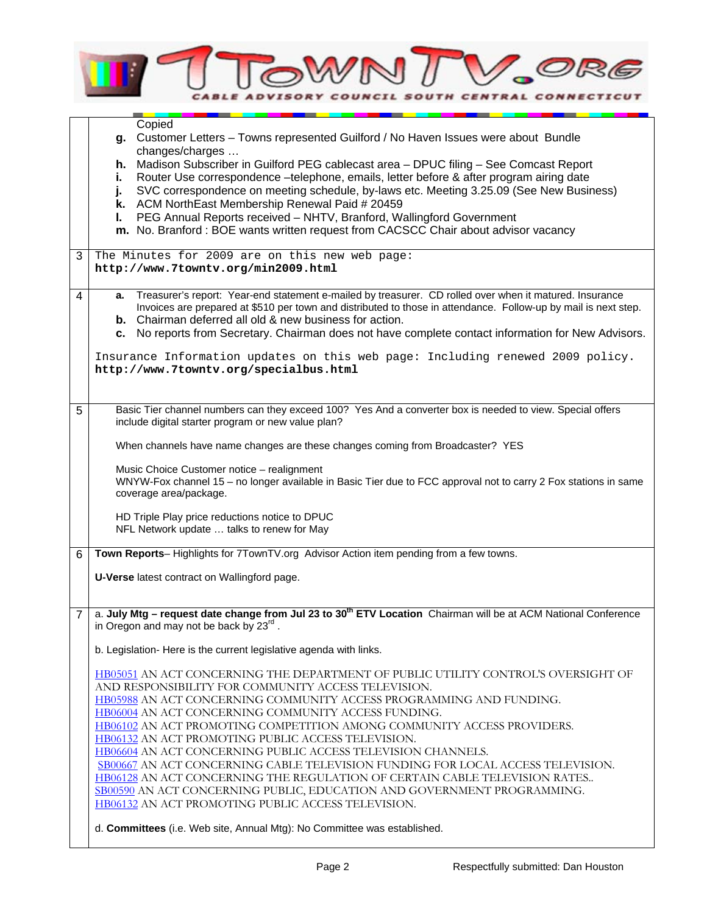# 7TOWNTV.ORG

CABLE ADVISORY COUNCIL SOUTH CENTRAL CONNECTICUT

| | |
|---|---|
| | Copied<br>**g.** Customer Letters – Towns represented Guilford / No Haven Issues were about Bundle changes/charges …<br>**h.** Madison Subscriber in Guilford PEG cablecast area – DPUC filing – See Comcast Report<br>**i.** Router Use correspondence –telephone, emails, letter before & after program airing date<br>**j.** SVC correspondence on meeting schedule, by-laws etc. Meeting 3.25.09 (See New Business)<br>**k.** ACM NorthEast Membership Renewal Paid # 20459<br>**l.** PEG Annual Reports received – NHTV, Branford, Wallingford Government<br>**m.** No. Branford : BOE wants written request from CACSCC Chair about advisor vacancy |
| 3 | The Minutes for 2009 are on this new web page:<br>**http://www.7towntv.org/min2009.html** |
| 4 | **a.** Treasurer's report: Year-end statement e-mailed by treasurer. CD rolled over when it matured. Insurance Invoices are prepared at $510 per town and distributed to those in attendance. Follow-up by mail is next step.<br>**b.** Chairman deferred all old & new business for action.<br>**c.** No reports from Secretary. Chairman does not have complete contact information for New Advisors.<br><br>Insurance Information updates on this web page: Including renewed 2009 policy.<br>**http://www.7towntv.org/specialbus.html** |
| 5 | Basic Tier channel numbers can they exceed 100? Yes And a converter box is needed to view. Special offers include digital starter program or new value plan?<br><br>When channels have name changes are these changes coming from Broadcaster? YES<br><br>Music Choice Customer notice – realignment<br>WNYW-Fox channel 15 – no longer available in Basic Tier due to FCC approval not to carry 2 Fox stations in same coverage area/package.<br><br>HD Triple Play price reductions notice to DPUC<br>NFL Network update … talks to renew for May |
| 6 | **Town Reports**– Highlights for 7TownTV.org Advisor Action item pending from a few towns.<br><br>**U-Verse** latest contract on Wallingford page. |
| 7 | a. **July Mtg – request date change from Jul 23 to 30th ETV Location** Chairman will be at ACM National Conference in Oregon and may not be back by 23rd .<br><br>b. Legislation- Here is the current legislative agenda with links.<br><br>HB05051 AN ACT CONCERNING THE DEPARTMENT OF PUBLIC UTILITY CONTROL'S OVERSIGHT OF AND RESPONSIBILITY FOR COMMUNITY ACCESS TELEVISION.<br>HB05988 AN ACT CONCERNING COMMUNITY ACCESS PROGRAMMING AND FUNDING.<br>HB06004 AN ACT CONCERNING COMMUNITY ACCESS FUNDING.<br>HB06102 AN ACT PROMOTING COMPETITION AMONG COMMUNITY ACCESS PROVIDERS.<br>HB06132 AN ACT PROMOTING PUBLIC ACCESS TELEVISION.<br>HB06604 AN ACT CONCERNING PUBLIC ACCESS TELEVISION CHANNELS.<br>SB00667 AN ACT CONCERNING CABLE TELEVISION FUNDING FOR LOCAL ACCESS TELEVISION.<br>HB06128 AN ACT CONCERNING THE REGULATION OF CERTAIN CABLE TELEVISION RATES..<br>SB00590 AN ACT CONCERNING PUBLIC, EDUCATION AND GOVERNMENT PROGRAMMING.<br>HB06132 AN ACT PROMOTING PUBLIC ACCESS TELEVISION.<br><br>d. **Committees** (i.e. Web site, Annual Mtg): No Committee was established. |

Respectfully submitted: Dan Houston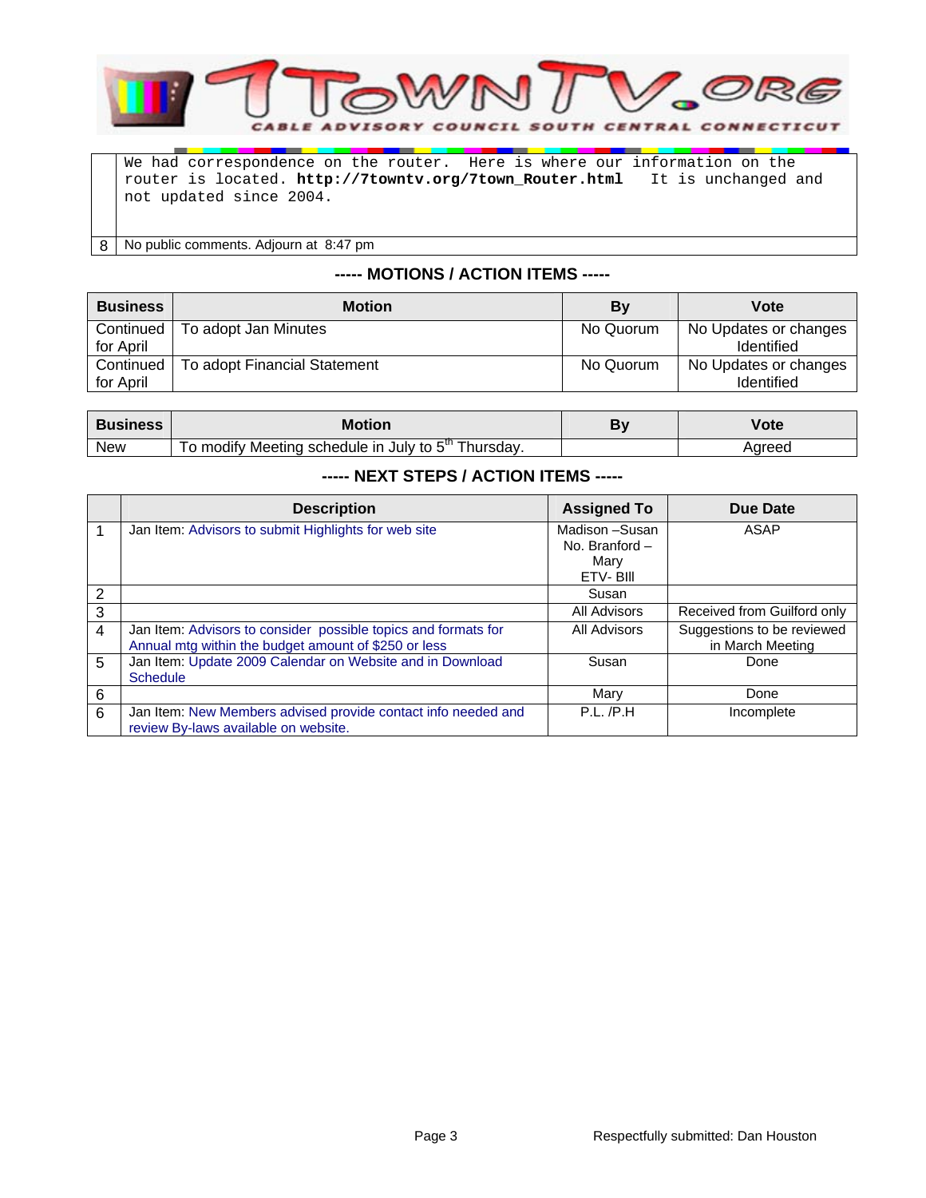| | |
|---|---|
| | We had correspondence on the router. Here is where our information on the router is located. **http://7towntv.org/7town_Router.html** It is unchanged and not updated since 2004. |
| 8 | No public comments. Adjourn at 8:47 pm |

### ----- MOTIONS / ACTION ITEMS -----

| Business | Motion | By | Vote |
|---|---|---|---|
| Continued for April | To adopt Jan Minutes | No Quorum | No Updates or changes Identified |
| Continued for April | To adopt Financial Statement | No Quorum | No Updates or changes Identified |

| Business | Motion | By | Vote |
|---|---|---|---|
| New | To modify Meeting schedule in July to 5th Thursday. | | Agreed |

### ----- NEXT STEPS / ACTION ITEMS -----

| | Description | Assigned To | Due Date |
|---|---|---|---|
| 1 | Jan Item: Advisors to submit Highlights for web site | Madison –Susan No. Branford – Mary ETV- BIll | ASAP |
| 2 | | Susan | |
| 3 | | All Advisors | Received from Guilford only |
| 4 | Jan Item: Advisors to consider possible topics and formats for Annual mtg within the budget amount of $250 or less | All Advisors | Suggestions to be reviewed in March Meeting |
| 5 | Jan Item: Update 2009 Calendar on Website and in Download Schedule | Susan | Done |
| 6 | | Mary | Done |
| 6 | Jan Item: New Members advised provide contact info needed and review By-laws available on website. | P.L. /P.H | Incomplete |

Respectfully submitted: Dan Houston